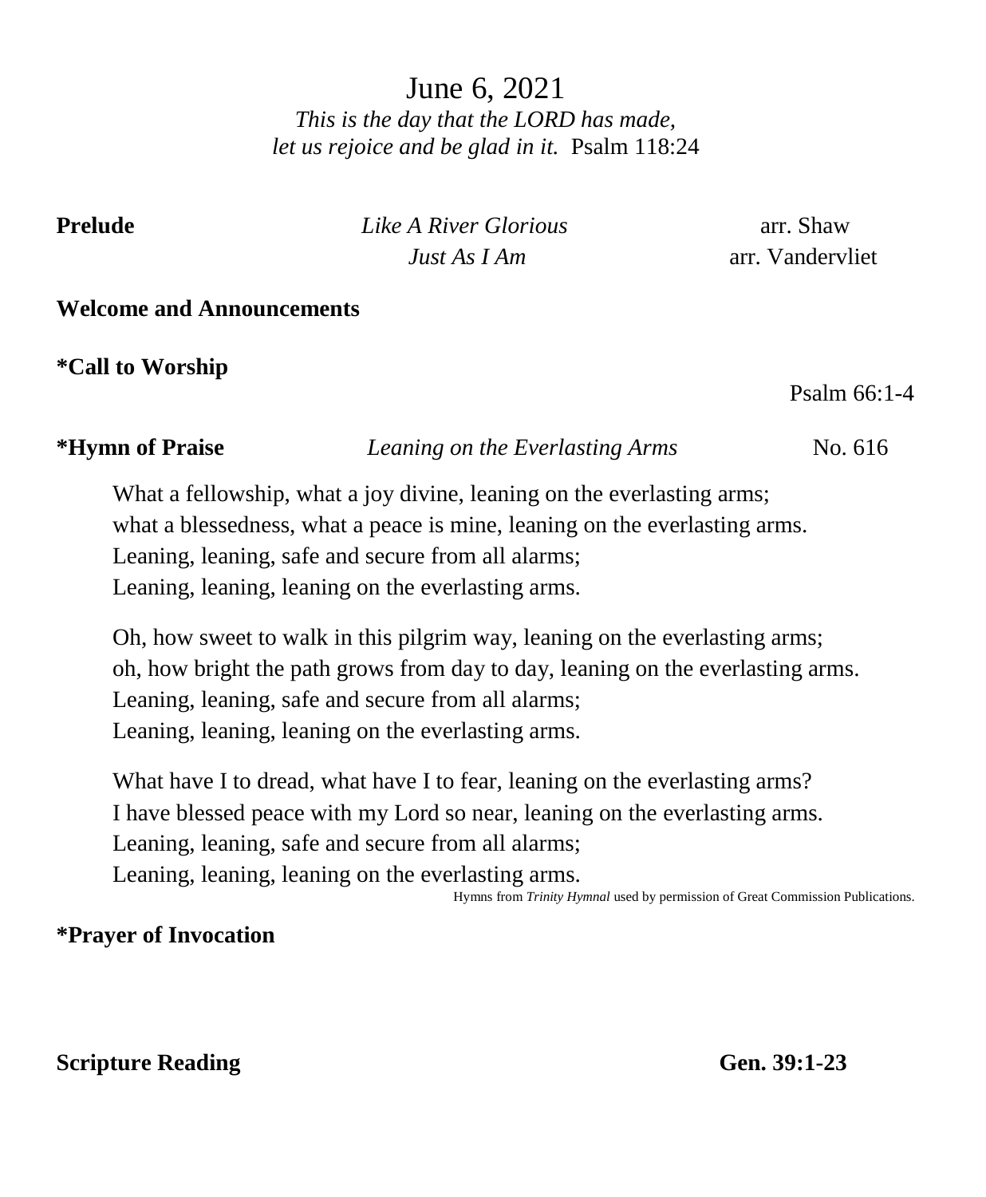# June 6, 2021

*This is the day that the LORD has made,*
*let us rejoice and be glad in it.* Psalm 118:24

**Prelude** *Like A River Glorious* arr. Shaw
*Just As I Am* arr. Vandervliet

**Welcome and Announcements**

**\*Call to Worship**

Psalm 66:1-4

**\*Hymn of Praise** *Leaning on the Everlasting Arms* No. 616

What a fellowship, what a joy divine, leaning on the everlasting arms;
what a blessedness, what a peace is mine, leaning on the everlasting arms.
Leaning, leaning, safe and secure from all alarms;
Leaning, leaning, leaning on the everlasting arms.

Oh, how sweet to walk in this pilgrim way, leaning on the everlasting arms;
oh, how bright the path grows from day to day, leaning on the everlasting arms.
Leaning, leaning, safe and secure from all alarms;
Leaning, leaning, leaning on the everlasting arms.

What have I to dread, what have I to fear, leaning on the everlasting arms?
I have blessed peace with my Lord so near, leaning on the everlasting arms.
Leaning, leaning, safe and secure from all alarms;
Leaning, leaning, leaning on the everlasting arms.

Hymns from *Trinity Hymnal* used by permission of Great Commission Publications.

**\*Prayer of Invocation**

**Scripture Reading** **Gen. 39:1-23**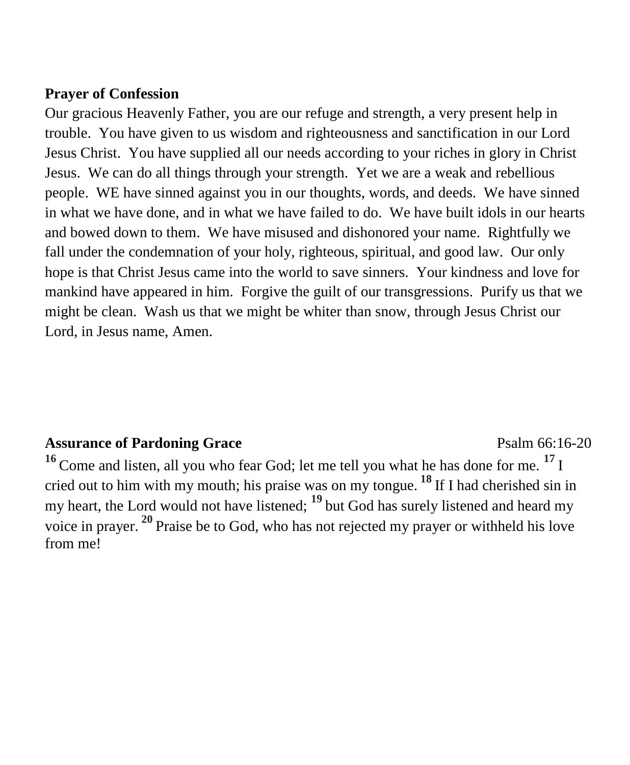**Prayer of Confession**

Our gracious Heavenly Father, you are our refuge and strength, a very present help in trouble. You have given to us wisdom and righteousness and sanctification in our Lord Jesus Christ. You have supplied all our needs according to your riches in glory in Christ Jesus. We can do all things through your strength. Yet we are a weak and rebellious people. WE have sinned against you in our thoughts, words, and deeds. We have sinned in what we have done, and in what we have failed to do. We have built idols in our hearts and bowed down to them. We have misused and dishonored your name. Rightfully we fall under the condemnation of your holy, righteous, spiritual, and good law. Our only hope is that Christ Jesus came into the world to save sinners. Your kindness and love for mankind have appeared in him. Forgive the guilt of our transgressions. Purify us that we might be clean. Wash us that we might be whiter than snow, through Jesus Christ our Lord, in Jesus name, Amen.

**Assurance of Pardoning Grace** Psalm 66:16-20

**16** Come and listen, all you who fear God; let me tell you what he has done for me. **17** I cried out to him with my mouth; his praise was on my tongue. **18** If I had cherished sin in my heart, the Lord would not have listened; **19** but God has surely listened and heard my voice in prayer. **20** Praise be to God, who has not rejected my prayer or withheld his love from me!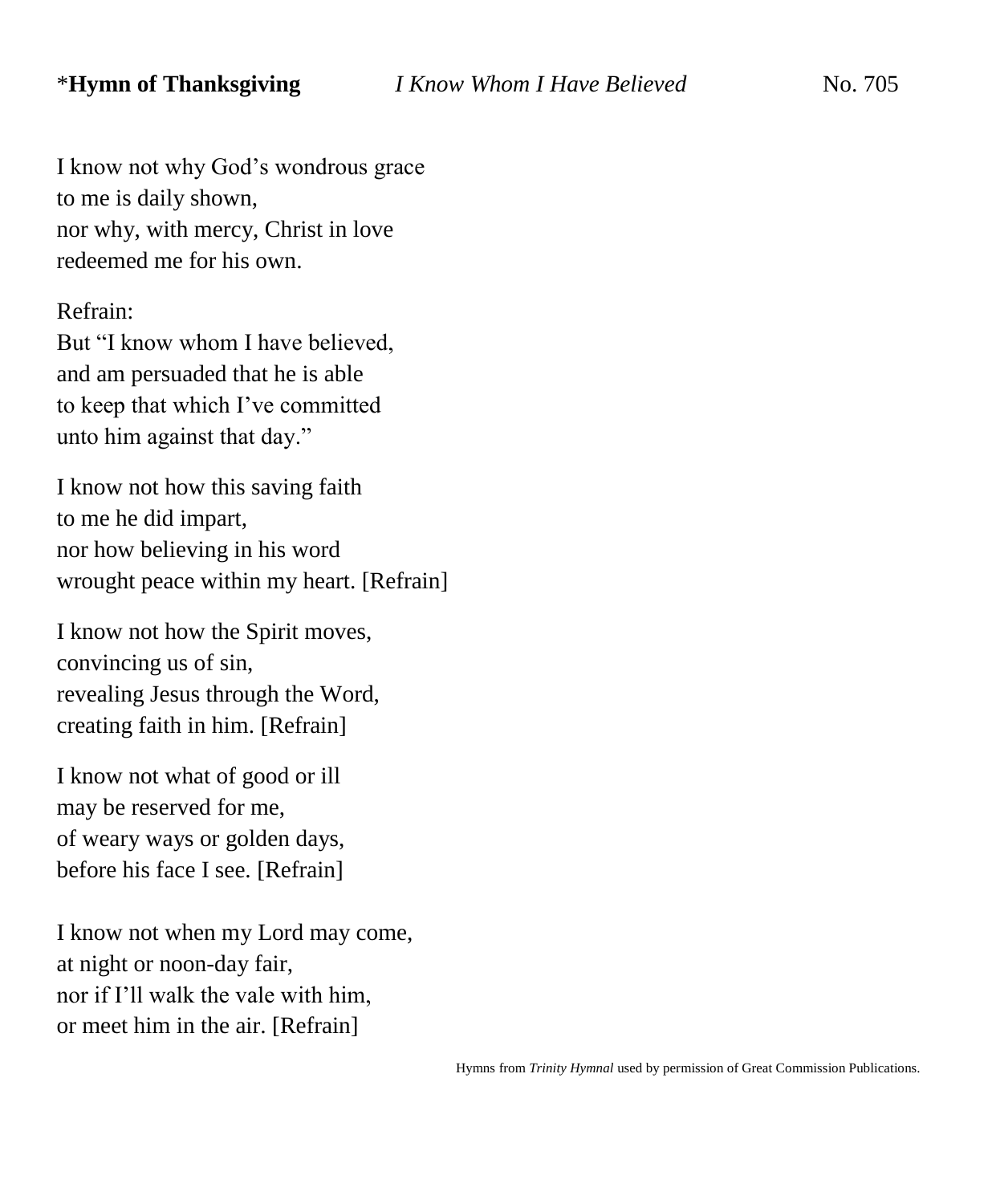*__Hymn of Thanksgiving__ *I Know Whom I Have Believed* No. 705

I know not why God's wondrous grace
to me is daily shown,
nor why, with mercy, Christ in love
redeemed me for his own.

Refrain:
But "I know whom I have believed,
and am persuaded that he is able
to keep that which I've committed
unto him against that day."

I know not how this saving faith
to me he did impart,
nor how believing in his word
wrought peace within my heart. [Refrain]

I know not how the Spirit moves,
convincing us of sin,
revealing Jesus through the Word,
creating faith in him. [Refrain]

I know not what of good or ill
may be reserved for me,
of weary ways or golden days,
before his face I see. [Refrain]

I know not when my Lord may come,
at night or noon-day fair,
nor if I'll walk the vale with him,
or meet him in the air. [Refrain]

Hymns from *Trinity Hymnal* used by permission of Great Commission Publications.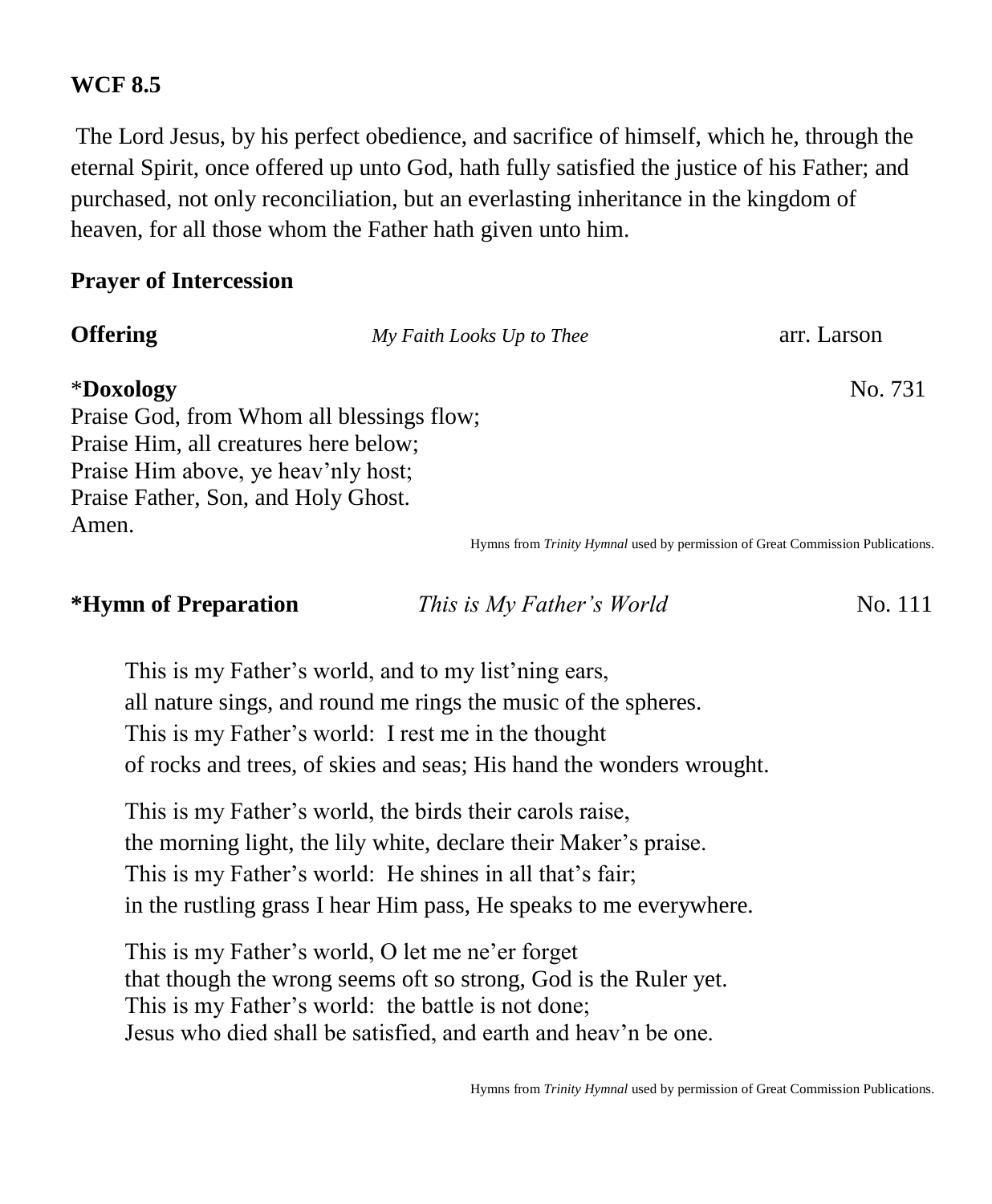**WCF 8.5**

The Lord Jesus, by his perfect obedience, and sacrifice of himself, which he, through the eternal Spirit, once offered up unto God, hath fully satisfied the justice of his Father; and purchased, not only reconciliation, but an everlasting inheritance in the kingdom of heaven, for all those whom the Father hath given unto him.

**Prayer of Intercession**

**Offering** *My Faith Looks Up to Thee* arr. Larson

*__Doxology__ No. 731

Praise God, from Whom all blessings flow;
Praise Him, all creatures here below;
Praise Him above, ye heav'nly host;
Praise Father, Son, and Holy Ghost.
Amen.

Hymns from *Trinity Hymnal* used by permission of Great Commission Publications.

**\*Hymn of Preparation** *This is My Father's World* No. 111

This is my Father's world, and to my list'ning ears,
all nature sings, and round me rings the music of the spheres.
This is my Father's world: I rest me in the thought
of rocks and trees, of skies and seas; His hand the wonders wrought.

This is my Father's world, the birds their carols raise,
the morning light, the lily white, declare their Maker's praise.
This is my Father's world: He shines in all that's fair;
in the rustling grass I hear Him pass, He speaks to me everywhere.

This is my Father's world, O let me ne'er forget
that though the wrong seems oft so strong, God is the Ruler yet.
This is my Father's world: the battle is not done;
Jesus who died shall be satisfied, and earth and heav'n be one.

Hymns from *Trinity Hymnal* used by permission of Great Commission Publications.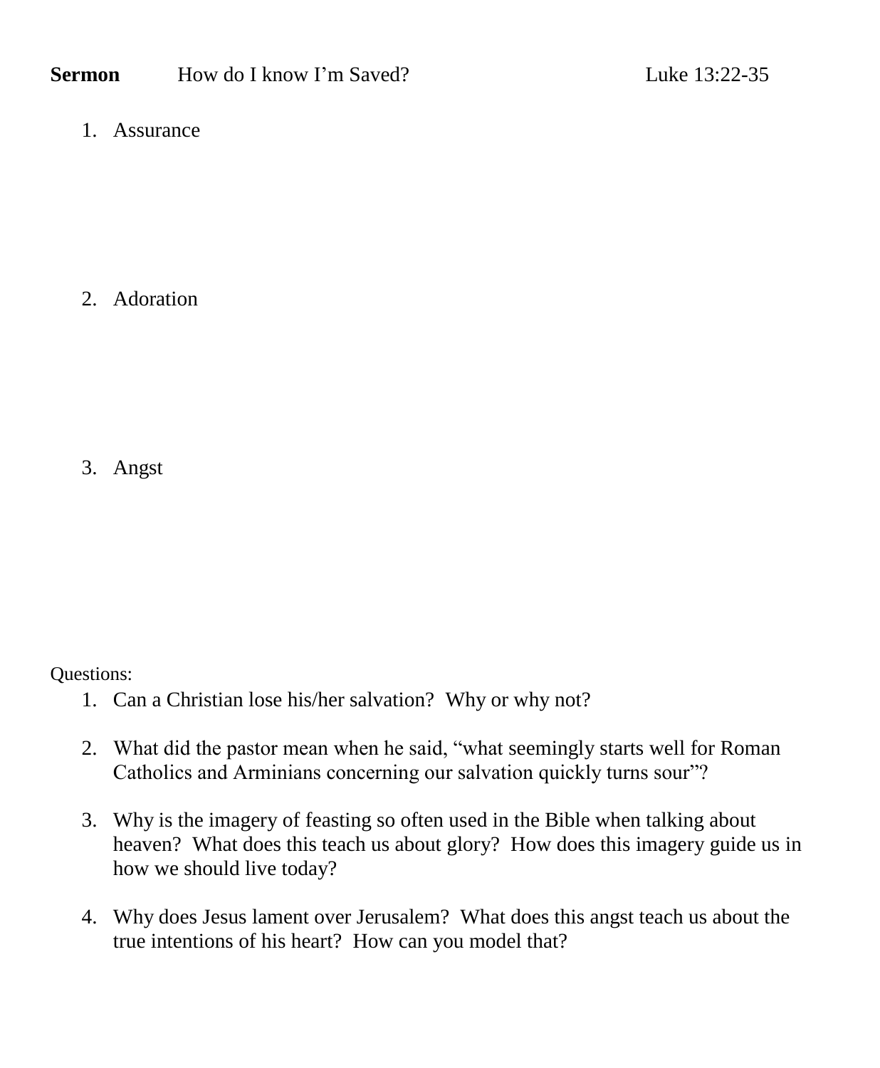**Sermon** How do I know I'm Saved? Luke 13:22-35

1. Assurance

2. Adoration

3. Angst

Questions:

1. Can a Christian lose his/her salvation? Why or why not?

2. What did the pastor mean when he said, "what seemingly starts well for Roman Catholics and Arminians concerning our salvation quickly turns sour"?

3. Why is the imagery of feasting so often used in the Bible when talking about heaven? What does this teach us about glory? How does this imagery guide us in how we should live today?

4. Why does Jesus lament over Jerusalem? What does this angst teach us about the true intentions of his heart? How can you model that?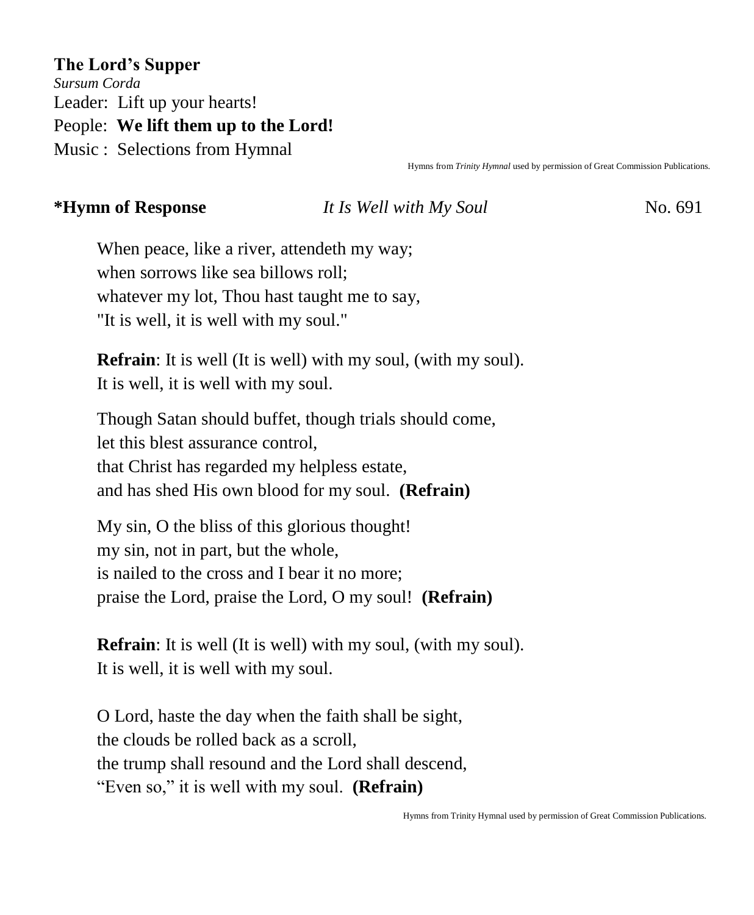### The Lord's Supper

*Sursum Corda*

Leader: Lift up your hearts!

People: **We lift them up to the Lord!**

Music : Selections from Hymnal

Hymns from *Trinity Hymnal* used by permission of Great Commission Publications.

**\*Hymn of Response** *It Is Well with My Soul* No. 691

When peace, like a river, attendeth my way;
when sorrows like sea billows roll;
whatever my lot, Thou hast taught me to say,
"It is well, it is well with my soul."

**Refrain**: It is well (It is well) with my soul, (with my soul).
It is well, it is well with my soul.

Though Satan should buffet, though trials should come,
let this blest assurance control,
that Christ has regarded my helpless estate,
and has shed His own blood for my soul. **(Refrain)**

My sin, O the bliss of this glorious thought!
my sin, not in part, but the whole,
is nailed to the cross and I bear it no more;
praise the Lord, praise the Lord, O my soul! **(Refrain)**

**Refrain**: It is well (It is well) with my soul, (with my soul).
It is well, it is well with my soul.

O Lord, haste the day when the faith shall be sight,
the clouds be rolled back as a scroll,
the trump shall resound and the Lord shall descend,
"Even so," it is well with my soul. **(Refrain)**

Hymns from Trinity Hymnal used by permission of Great Commission Publications.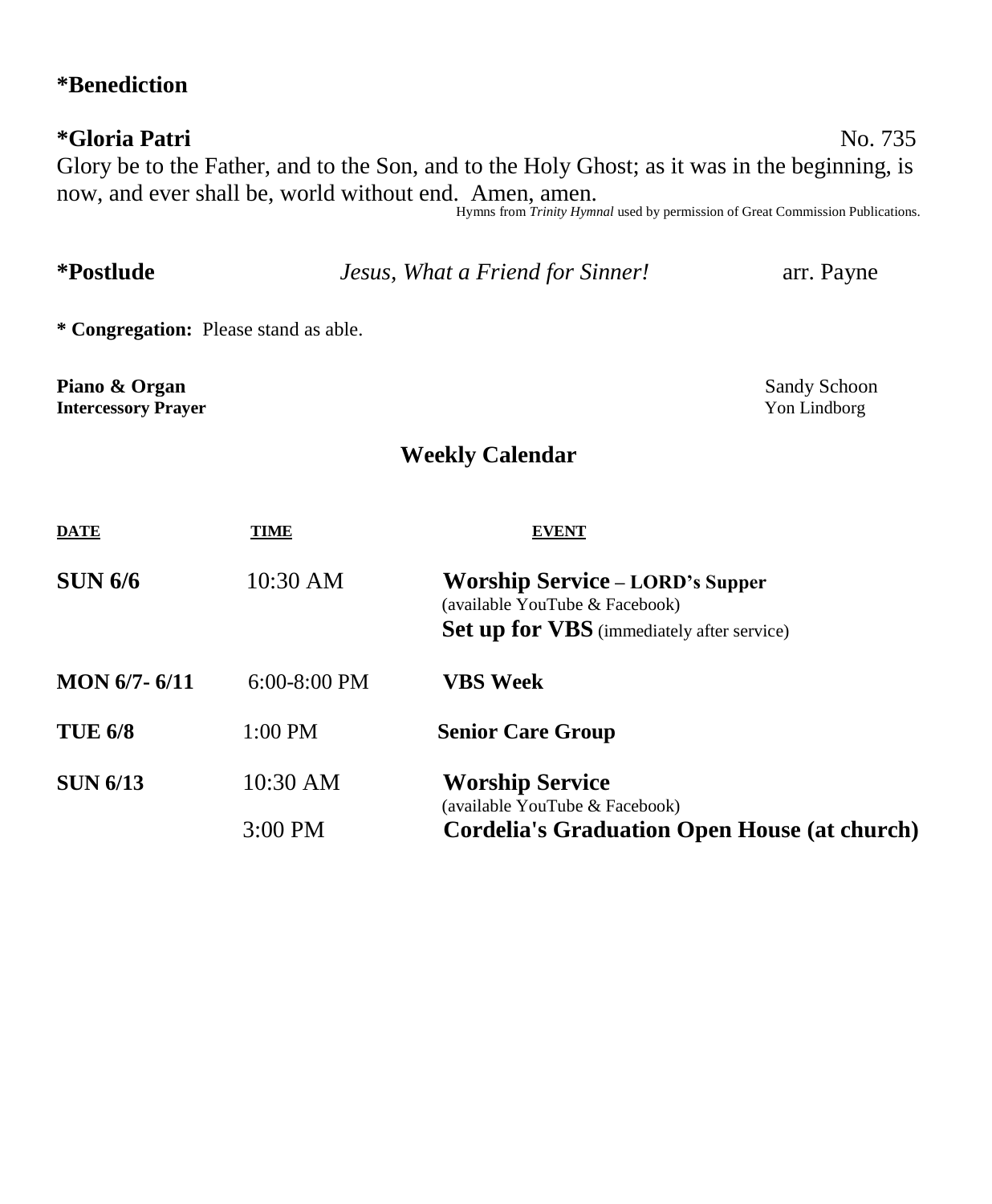**\*Benediction**

**\*Gloria Patri** No. 735

Glory be to the Father, and to the Son, and to the Holy Ghost; as it was in the beginning, is now, and ever shall be, world without end. Amen, amen.

Hymns from *Trinity Hymnal* used by permission of Great Commission Publications.

**\*Postlude** *Jesus, What a Friend for Sinner!* arr. Payne

**\* Congregation:** Please stand as able.

**Piano & Organ** Sandy Schoon
**Intercessory Prayer** Yon Lindborg

## Weekly Calendar

| DATE | TIME | EVENT |
|---|---|---|
| **SUN 6/6** | 10:30 AM | **Worship Service – LORD's Supper** (available YouTube & Facebook) |
| | | **Set up for VBS** (immediately after service) |
| **MON 6/7- 6/11** | 6:00-8:00 PM | **VBS Week** |
| **TUE 6/8** | 1:00 PM | **Senior Care Group** |
| **SUN 6/13** | 10:30 AM | **Worship Service** (available YouTube & Facebook) |
| | 3:00 PM | **Cordelia's Graduation Open House (at church)** |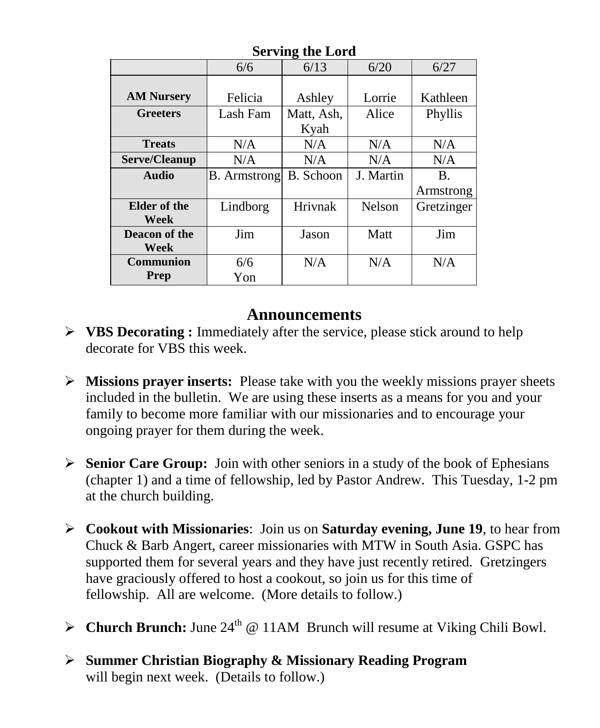**Serving the Lord**

| | 6/6 | 6/13 | 6/20 | 6/27 |
|---|---|---|---|---|
| **AM Nursery** | Felicia | Ashley | Lorrie | Kathleen |
| **Greeters** | Lash Fam | Matt, Ash, Kyah | Alice | Phyllis |
| **Treats** | N/A | N/A | N/A | N/A |
| **Serve/Cleanup** | N/A | N/A | N/A | N/A |
| **Audio** | B. Armstrong | B. Schoon | J. Martin | B. Armstrong |
| **Elder of the Week** | Lindborg | Hrivnak | Nelson | Gretzinger |
| **Deacon of the Week** | Jim | Jason | Matt | Jim |
| **Communion Prep** | 6/6 Yon | N/A | N/A | N/A |

## Announcements

- **VBS Decorating :** Immediately after the service, please stick around to help decorate for VBS this week.
- **Missions prayer inserts:** Please take with you the weekly missions prayer sheets included in the bulletin. We are using these inserts as a means for you and your family to become more familiar with our missionaries and to encourage your ongoing prayer for them during the week.
- **Senior Care Group:** Join with other seniors in a study of the book of Ephesians (chapter 1) and a time of fellowship, led by Pastor Andrew. This Tuesday, 1-2 pm at the church building.
- **Cookout with Missionaries**: Join us on **Saturday evening, June 19**, to hear from Chuck & Barb Angert, career missionaries with MTW in South Asia. GSPC has supported them for several years and they have just recently retired. Gretzingers have graciously offered to host a cookout, so join us for this time of fellowship. All are welcome. (More details to follow.)
- **Church Brunch:** June 24th @ 11AM Brunch will resume at Viking Chili Bowl.
- **Summer Christian Biography & Missionary Reading Program** will begin next week. (Details to follow.)